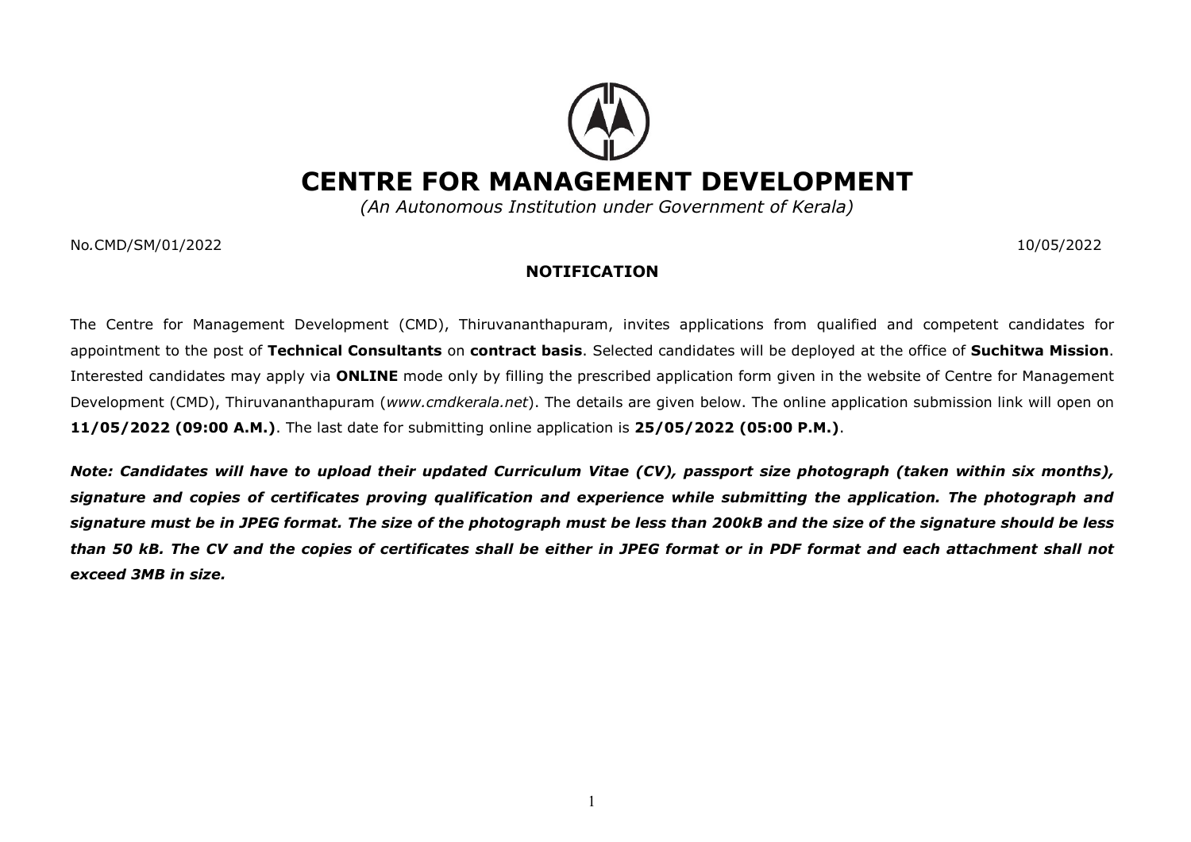# CENTRE FOR MANAGEMENT DEVELOPMENT

*(An Autonomous Institution under Government of Kerala)*

No.CMD/SM/01/2022 10/05/2022

## NOTIFICATION

The Centre for Management Development (CMD), Thiruvananthapuram, invites applications from qualified and competent candidates for appointment to the post of **Technical Consultants** on **contract basis**. Selected candidates will be deployed at the office of **Suchitwa Mission**. Interested candidates may apply via **ONLINE** mode only by filling the prescribed application form given in the website of Centre for Management Development (CMD), Thiruvananthapuram (*www.cmdkerala.net*). The details are given below. The online application submission link will open on **11/05/2022 (09:00 A.M.)**. The last date for submitting online application is **25/05/2022 (05:00 P.M.)**.

***Note: Candidates will have to upload their updated Curriculum Vitae (CV), passport size photograph (taken within six months), signature and copies of certificates proving qualification and experience while submitting the application. The photograph and signature must be in JPEG format. The size of the photograph must be less than 200kB and the size of the signature should be less than 50 kB. The CV and the copies of certificates shall be either in JPEG format or in PDF format and each attachment shall not exceed 3MB in size.***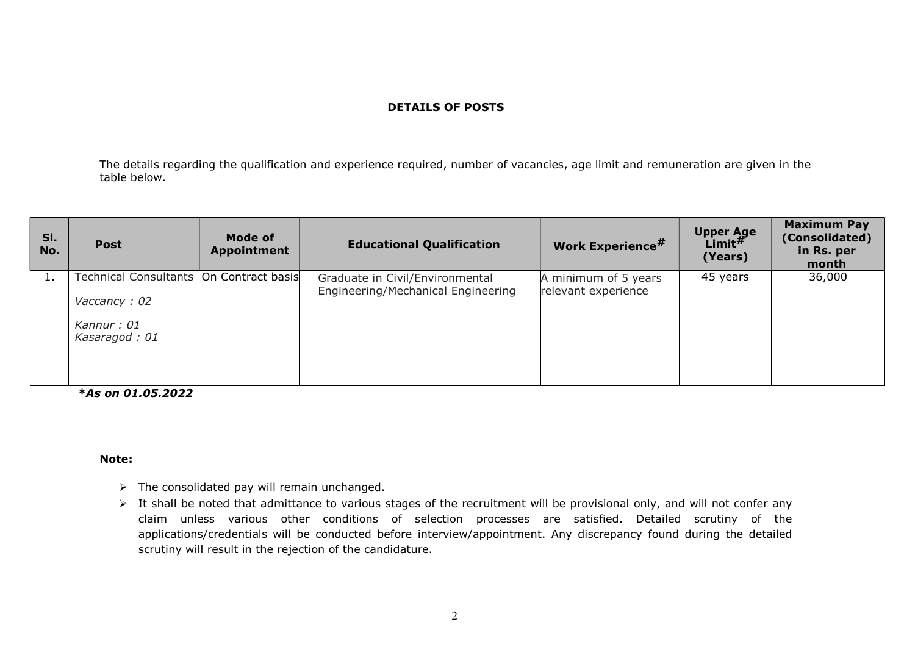**DETAILS OF POSTS**

The details regarding the qualification and experience required, number of vacancies, age limit and remuneration are given in the table below.

| Sl. No. | Post | Mode of Appointment | Educational Qualification | Work Experience# | Upper Age Limit# (Years) | Maximum Pay (Consolidated) in Rs. per month |
|---|---|---|---|---|---|---|
| 1. | Technical Consultants<br>*Vaccancy : 02*<br>*Kannur : 01*<br>*Kasaragod : 01* | On Contract basis | Graduate in Civil/Environmental Engineering/Mechanical Engineering | A minimum of 5 years relevant experience | 45 years | 36,000 |

***As on 01.05.2022**

**Note:**

- The consolidated pay will remain unchanged.
- It shall be noted that admittance to various stages of the recruitment will be provisional only, and will not confer any claim unless various other conditions of selection processes are satisfied. Detailed scrutiny of the applications/credentials will be conducted before interview/appointment. Any discrepancy found during the detailed scrutiny will result in the rejection of the candidature.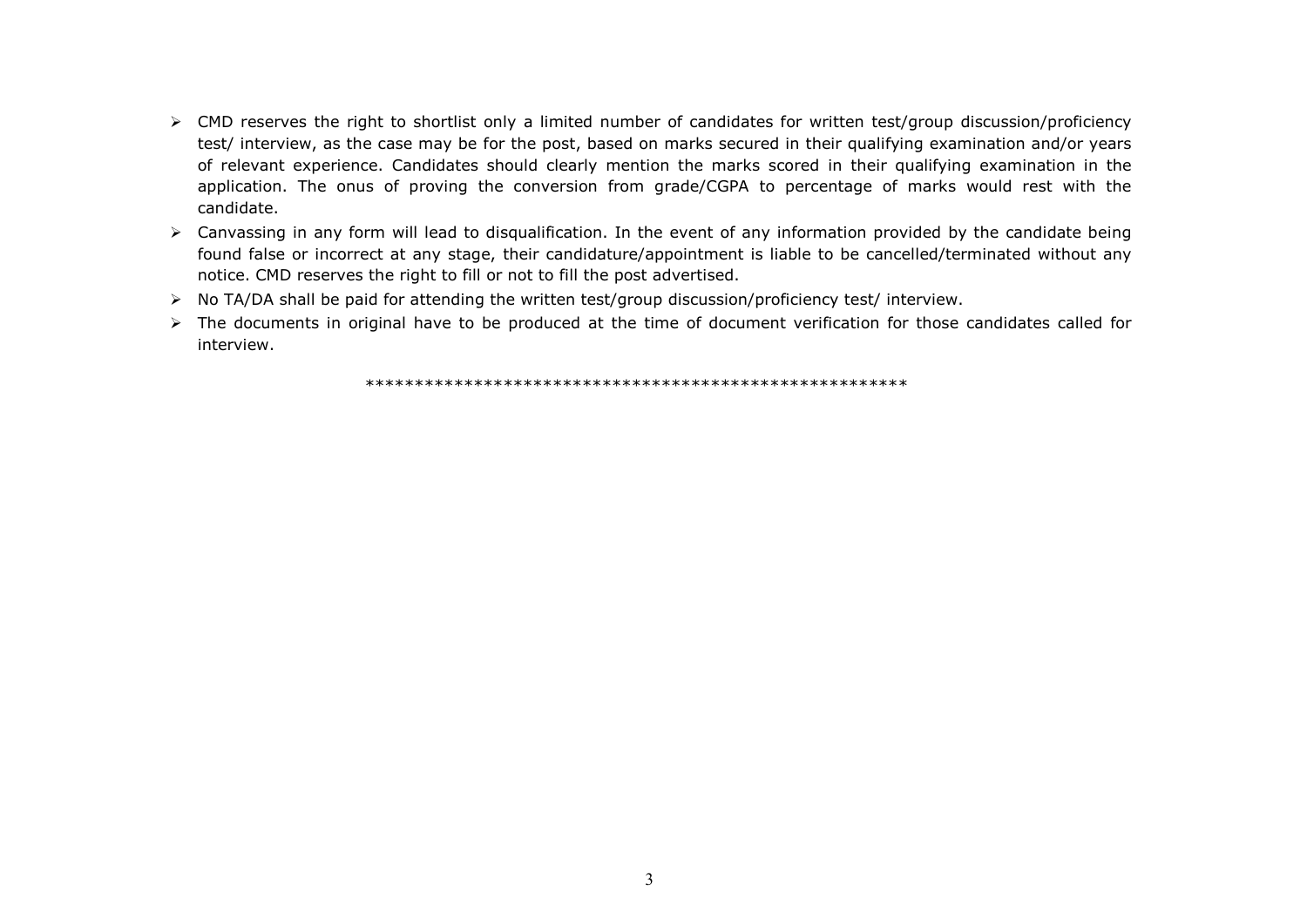- CMD reserves the right to shortlist only a limited number of candidates for written test/group discussion/proficiency test/ interview, as the case may be for the post, based on marks secured in their qualifying examination and/or years of relevant experience. Candidates should clearly mention the marks scored in their qualifying examination in the application. The onus of proving the conversion from grade/CGPA to percentage of marks would rest with the candidate.
- Canvassing in any form will lead to disqualification. In the event of any information provided by the candidate being found false or incorrect at any stage, their candidature/appointment is liable to be cancelled/terminated without any notice. CMD reserves the right to fill or not to fill the post advertised.
- No TA/DA shall be paid for attending the written test/group discussion/proficiency test/ interview.
- The documents in original have to be produced at the time of document verification for those candidates called for interview.

*******************************************************